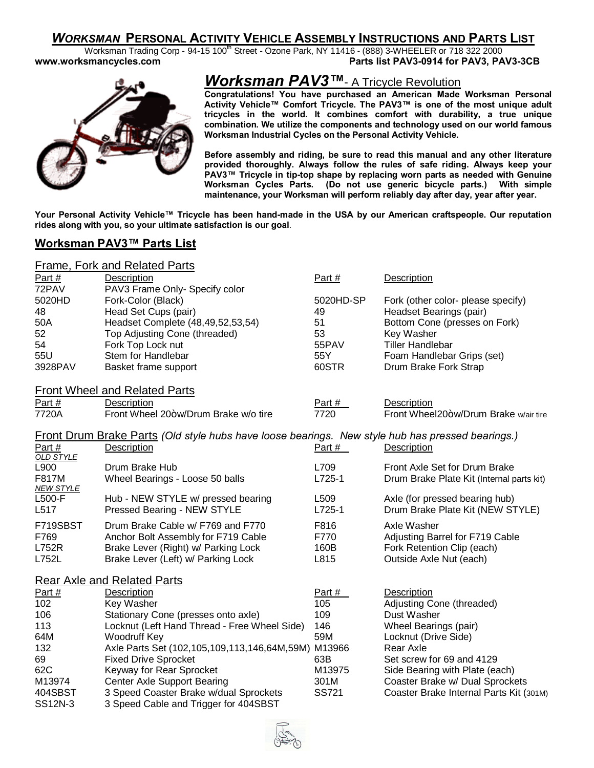# *WORKSMAN* PERSONAL ACTIVITY VEHICLE ASSEMBLY INSTRUCTIONS AND PARTS LIST

Worksman Trading Corp - 94-15 100th Street - Ozone Park, NY 11416 - (888) 3-WHEELER or 718 322 2000

**www.worksmancycles.com** **Parts list PAV3-0914 for PAV3, PAV3-3CB**

## *Worksman PAV3™*- A Tricycle Revolution

**Congratulations! You have purchased an American Made Worksman Personal Activity Vehicle™ Comfort Tricycle. The PAV3™ is one of the most unique adult tricycles in the world. It combines comfort with durability, a true unique combination. We utilize the components and technology used on our world famous Worksman Industrial Cycles on the Personal Activity Vehicle.**

**Before assembly and riding, be sure to read this manual and any other literature provided thoroughly. Always follow the rules of safe riding. Always keep your PAV3™ Tricycle in tip-top shape by replacing worn parts as needed with Genuine Worksman Cycles Parts. (Do not use generic bicycle parts.) With simple maintenance, your Worksman will perform reliably day after day, year after year.**

**Your Personal Activity Vehicle™ Tricycle has been hand-made in the USA by our American craftspeople. Our reputation rides along with you, so your ultimate satisfaction is our goal.**

## Worksman PAV3™ Parts List

### Frame, Fork and Related Parts

| Part # | Description | Part # | Description |
|---|---|---|---|
| 72PAV | PAV3 Frame Only- Specify color | | |
| 5020HD | Fork-Color (Black) | 5020HD-SP | Fork (other color- please specify) |
| 48 | Head Set Cups (pair) | 49 | Headset Bearings (pair) |
| 50A | Headset Complete (48,49,52,53,54) | 51 | Bottom Cone (presses on Fork) |
| 52 | Top Adjusting Cone (threaded) | 53 | Key Washer |
| 54 | Fork Top Lock nut | 55PAV | Tiller Handlebar |
| 55U | Stem for Handlebar | 55Y | Foam Handlebar Grips (set) |
| 3928PAV | Basket frame support | 60STR | Drum Brake Fork Strap |

### Front Wheel and Related Parts

| Part # | Description | Part # | Description |
|---|---|---|---|
| 7720A | Front Wheel 20òw/Drum Brake w/o tire | 7720 | Front Wheel20òw/Drum Brake w/air tire |

### Front Drum Brake Parts *(Old style hubs have loose bearings. New style hub has pressed bearings.)*

| Part # | Description | Part # | Description |
|---|---|---|---|
| *OLD STYLE* | | | |
| L900 | Drum Brake Hub | L709 | Front Axle Set for Drum Brake |
| F817M | Wheel Bearings - Loose 50 balls | L725-1 | Drum Brake Plate Kit (Internal parts kit) |
| *NEW STYLE* | | | |
| L500-F | Hub - NEW STYLE w/ pressed bearing | L509 | Axle (for pressed bearing hub) |
| L517 | Pressed Bearing - NEW STYLE | L725-1 | Drum Brake Plate Kit (NEW STYLE) |
| F719SBST | Drum Brake Cable w/ F769 and F770 | F816 | Axle Washer |
| F769 | Anchor Bolt Assembly for F719 Cable | F770 | Adjusting Barrel for F719 Cable |
| L752R | Brake Lever (Right) w/ Parking Lock | 160B | Fork Retention Clip (each) |
| L752L | Brake Lever (Left) w/ Parking Lock | L815 | Outside Axle Nut (each) |

### Rear Axle and Related Parts

| Part # | Description | Part # | Description |
|---|---|---|---|
| 102 | Key Washer | 105 | Adjusting Cone (threaded) |
| 106 | Stationary Cone (presses onto axle) | 109 | Dust Washer |
| 113 | Locknut (Left Hand Thread - Free Wheel Side) | 146 | Wheel Bearings (pair) |
| 64M | Woodruff Key | 59M | Locknut (Drive Side) |
| 132 | Axle Parts Set (102,105,109,113,146,64M,59M) | M13966 | Rear Axle |
| 69 | Fixed Drive Sprocket | 63B | Set screw for 69 and 4129 |
| 62C | Keyway for Rear Sprocket | M13975 | Side Bearing with Plate (each) |
| M13974 | Center Axle Support Bearing | 301M | Coaster Brake w/ Dual Sprockets |
| 404SBST | 3 Speed Coaster Brake w/dual Sprockets | SS721 | Coaster Brake Internal Parts Kit (301M) |
| SS12N-3 | 3 Speed Cable and Trigger for 404SBST | | |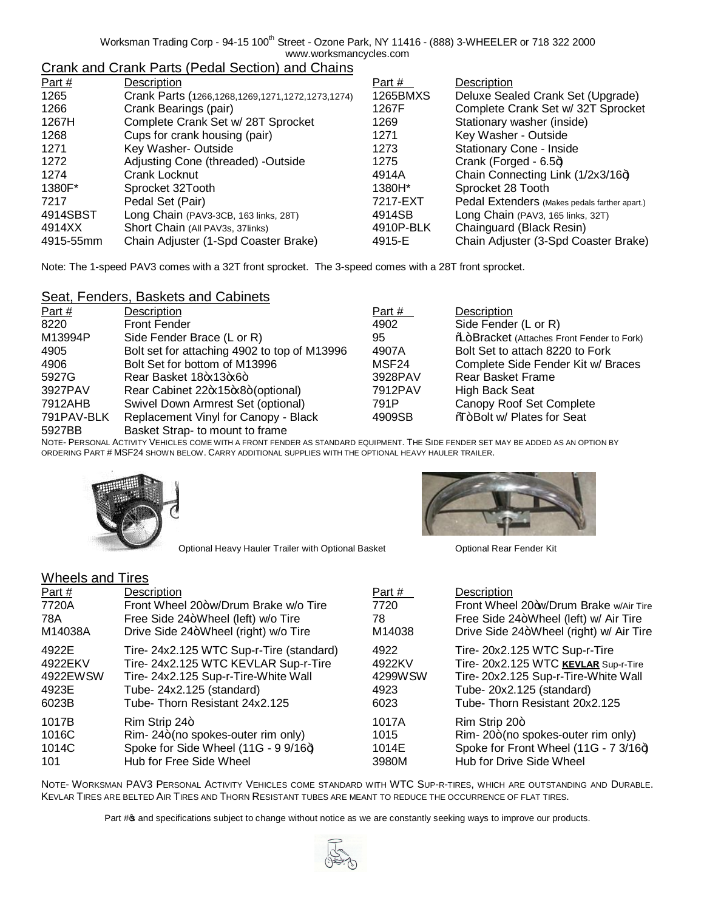Worksman Trading Corp - 94-15 100th Street - Ozone Park, NY 11416 - (888) 3-WHEELER or 718 322 2000
www.worksmancycles.com

## Crank and Crank Parts (Pedal Section) and Chains

| Part # | Description | Part # | Description |
|---|---|---|---|
| 1265 | Crank Parts (1266,1268,1269,1271,1272,1273,1274) | 1265BMXS | Deluxe Sealed Crank Set (Upgrade) |
| 1266 | Crank Bearings (pair) | 1267F | Complete Crank Set w/ 32T Sprocket |
| 1267H | Complete Crank Set w/ 28T Sprocket | 1269 | Stationary washer (inside) |
| 1268 | Cups for crank housing (pair) | 1271 | Key Washer - Outside |
| 1271 | Key Washer- Outside | 1273 | Stationary Cone - Inside |
| 1272 | Adjusting Cone (threaded) -Outside | 1275 | Crank (Forged - 6.5") |
| 1274 | Crank Locknut | 4914A | Chain Connecting Link (1/2x3/16") |
| 1380F* | Sprocket 32Tooth | 1380H* | Sprocket 28 Tooth |
| 7217 | Pedal Set (Pair) | 7217-EXT | Pedal Extenders (Makes pedals farther apart.) |
| 4914SBST | Long Chain (PAV3-3CB, 163 links, 28T) | 4914SB | Long Chain (PAV3, 165 links, 32T) |
| 4914XX | Short Chain (All PAV3s, 37links) | 4910P-BLK | Chainguard (Black Resin) |
| 4915-55mm | Chain Adjuster (1-Spd Coaster Brake) | 4915-E | Chain Adjuster (3-Spd Coaster Brake) |

Note: The 1-speed PAV3 comes with a 32T front sprocket. The 3-speed comes with a 28T front sprocket.

## Seat, Fenders, Baskets and Cabinets

| Part # | Description | Part # | Description |
|---|---|---|---|
| 8220 | Front Fender | 4902 | Side Fender (L or R) |
| M13994P | Side Fender Brace (L or R) | 95 | "L" Bracket (Attaches Front Fender to Fork) |
| 4905 | Bolt set for attaching 4902 to top of M13996 | 4907A | Bolt Set to attach 8220 to Fork |
| 4906 | Bolt Set for bottom of M13996 | MSF24 | Complete Side Fender Kit w/ Braces |
| 5927G | Rear Basket 18"x13"x6" | 3928PAV | Rear Basket Frame |
| 3927PAV | Rear Cabinet 22"x15"x8" (optional) | 7912PAV | High Back Seat |
| 7912AHB | Swivel Down Armrest Set (optional) | 791P | Canopy Roof Set Complete |
| 791PAV-BLK | Replacement Vinyl for Canopy - Black | 4909SB | "T" Bolt w/ Plates for Seat |
| 5927BB | Basket Strap- to mount to frame | | |

NOTE- PERSONAL ACTIVITY VEHICLES COME WITH A FRONT FENDER AS STANDARD EQUIPMENT. THE SIDE FENDER SET MAY BE ADDED AS AN OPTION BY ORDERING PART # MSF24 SHOWN BELOW. CARRY ADDITIONAL SUPPLIES WITH THE OPTIONAL HEAVY HAULER TRAILER.

Optional Heavy Hauler Trailer with Optional Basket

Optional Rear Fender Kit

## Wheels and Tires

| Part # | Description | Part # | Description |
|---|---|---|---|
| 7720A | Front Wheel 20" w/Drum Brake w/o Tire | 7720 | Front Wheel 20" w/Drum Brake w/Air Tire |
| 78A | Free Side 24" Wheel (left) w/o Tire | 78 | Free Side 24" Wheel (left) w/ Air Tire |
| M14038A | Drive Side 24" Wheel (right) w/o Tire | M14038 | Drive Side 24" Wheel (right) w/ Air Tire |
| 4922E | Tire- 24x2.125 WTC Sup-r-Tire (standard) | 4922 | Tire- 20x2.125 WTC Sup-r-Tire |
| 4922EKV | Tire- 24x2.125 WTC KEVLAR Sup-r-Tire | 4922KV | Tire- 20x2.125 WTC **KEVLAR** Sup-r-Tire |
| 4922EWSW | Tire- 24x2.125 Sup-r-Tire-White Wall | 4299WSW | Tire- 20x2.125 Sup-r-Tire-White Wall |
| 4923E | Tube- 24x2.125 (standard) | 4923 | Tube- 20x2.125 (standard) |
| 6023B | Tube- Thorn Resistant 24x2.125 | 6023 | Tube- Thorn Resistant 20x2.125 |
| 1017B | Rim Strip 24" | 1017A | Rim Strip 20" |
| 1016C | Rim- 24" (no spokes-outer rim only) | 1015 | Rim- 20" (no spokes-outer rim only) |
| 1014C | Spoke for Side Wheel (11G - 9 9/16") | 1014E | Spoke for Front Wheel (11G - 7 3/16") |
| 101 | Hub for Free Side Wheel | 3980M | Hub for Drive Side Wheel |

NOTE- WORKSMAN PAV3 PERSONAL ACTIVITY VEHICLES COME STANDARD WITH WTC SUP-R-TIRES, WHICH ARE OUTSTANDING AND DURABLE. KEVLAR TIRES ARE BELTED AIR TIRES AND THORN RESISTANT TUBES ARE MEANT TO REDUCE THE OCCURRENCE OF FLAT TIRES.

Part #'s and specifications subject to change without notice as we are constantly seeking ways to improve our products.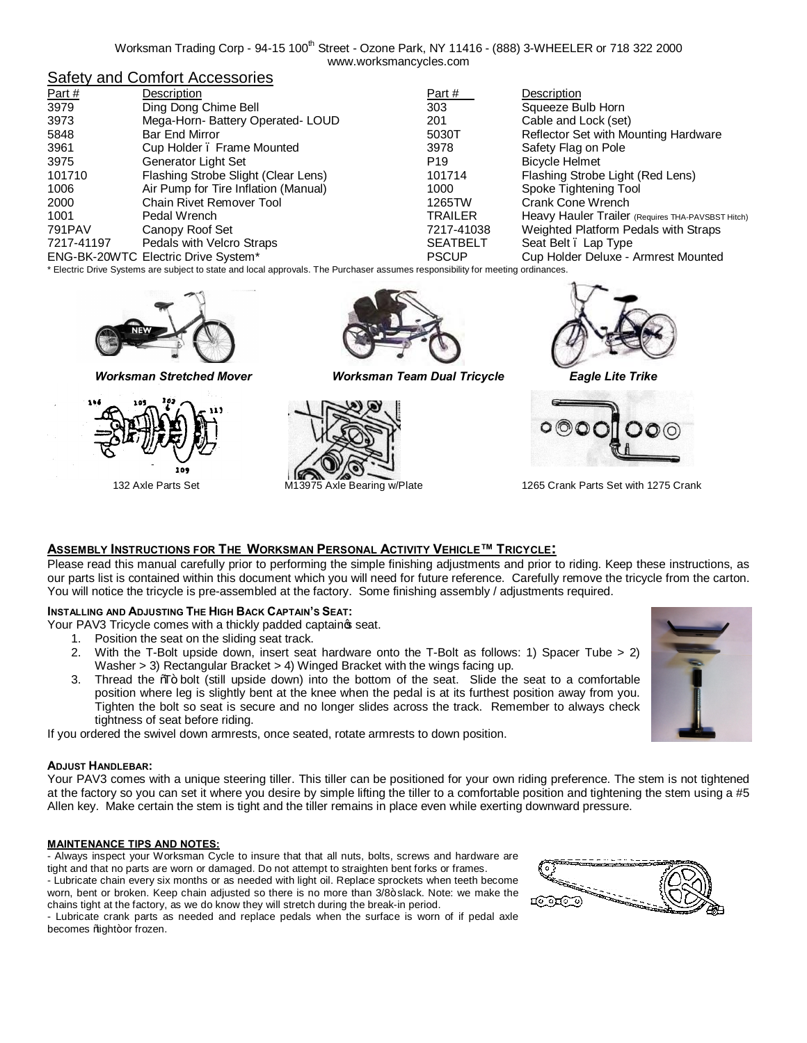Worksman Trading Corp - 94-15 100th Street - Ozone Park, NY 11416 - (888) 3-WHEELER or 718 322 2000
www.worksmancycles.com

## Safety and Comfort Accessories

| Part # | Description | Part # | Description |
|---|---|---|---|
| 3979 | Ding Dong Chime Bell | 303 | Squeeze Bulb Horn |
| 3973 | Mega-Horn- Battery Operated- LOUD | 201 | Cable and Lock (set) |
| 5848 | Bar End Mirror | 5030T | Reflector Set with Mounting Hardware |
| 3961 | Cup Holder – Frame Mounted | 3978 | Safety Flag on Pole |
| 3975 | Generator Light Set | P19 | Bicycle Helmet |
| 101710 | Flashing Strobe Slight (Clear Lens) | 101714 | Flashing Strobe Light (Red Lens) |
| 1006 | Air Pump for Tire Inflation (Manual) | 1000 | Spoke Tightening Tool |
| 2000 | Chain Rivet Remover Tool | 1265TW | Crank Cone Wrench |
| 1001 | Pedal Wrench | TRAILER | Heavy Hauler Trailer (Requires THA-PAVSBST Hitch) |
| 791PAV | Canopy Roof Set | 7217-41038 | Weighted Platform Pedals with Straps |
| 7217-41197 | Pedals with Velcro Straps | SEATBELT | Seat Belt – Lap Type |
| ENG-BK-20WTC | Electric Drive System* | PSCUP | Cup Holder Deluxe - Armrest Mounted |

\* Electric Drive Systems are subject to state and local approvals. The Purchaser assumes responsibility for meeting ordinances.

***Worksman Stretched Mover*** ***Worksman Team Dual Tricycle*** ***Eagle Lite Trike***

132 Axle Parts Set M13975 Axle Bearing w/Plate 1265 Crank Parts Set with 1275 Crank

## ASSEMBLY INSTRUCTIONS FOR THE WORKSMAN PERSONAL ACTIVITY VEHICLE™ TRICYCLE:

Please read this manual carefully prior to performing the simple finishing adjustments and prior to riding. Keep these instructions, as our parts list is contained within this document which you will need for future reference. Carefully remove the tricycle from the carton. You will notice the tricycle is pre-assembled at the factory. Some finishing assembly / adjustments required.

### INSTALLING AND ADJUSTING THE HIGH BACK CAPTAIN'S SEAT:

Your PAV3 Tricycle comes with a thickly padded captain's seat.

1. Position the seat on the sliding seat track.
2. With the T-Bolt upside down, insert seat hardware onto the T-Bolt as follows: 1) Spacer Tube > 2) Washer > 3) Rectangular Bracket > 4) Winged Bracket with the wings facing up.
3. Thread the "T" bolt (still upside down) into the bottom of the seat. Slide the seat to a comfortable position where leg is slightly bent at the knee when the pedal is at its furthest position away from you. Tighten the bolt so seat is secure and no longer slides across the track. Remember to always check tightness of seat before riding.

If you ordered the swivel down armrests, once seated, rotate armrests to down position.

### ADJUST HANDLEBAR:

Your PAV3 comes with a unique steering tiller. This tiller can be positioned for your own riding preference. The stem is not tightened at the factory so you can set it where you desire by simple lifting the tiller to a comfortable position and tightening the stem using a #5 Allen key. Make certain the stem is tight and the tiller remains in place even while exerting downward pressure.

### MAINTENANCE TIPS AND NOTES:

- Always inspect your Worksman Cycle to insure that that all nuts, bolts, screws and hardware are tight and that no parts are worn or damaged. Do not attempt to straighten bent forks or frames.
- Lubricate chain every six months or as needed with light oil. Replace sprockets when teeth become worn, bent or broken. Keep chain adjusted so there is no more than 3/8" slack. Note: we make the chains tight at the factory, as we do know they will stretch during the break-in period.
- Lubricate crank parts as needed and replace pedals when the surface is worn of if pedal axle becomes "tight" or frozen.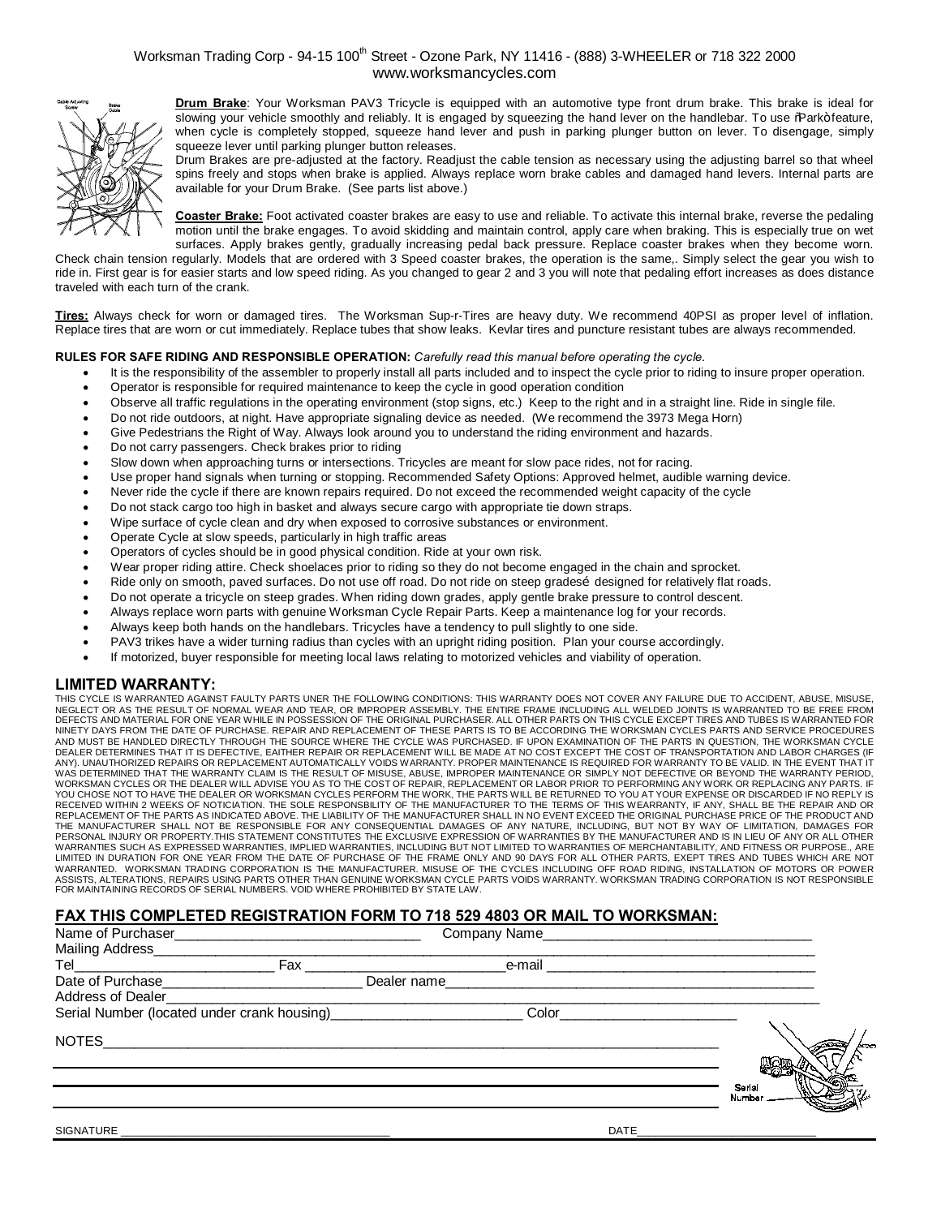Worksman Trading Corp - 94-15 100th Street - Ozone Park, NY 11416 - (888) 3-WHEELER or 718 322 2000
www.worksmancycles.com

**Drum Brake**: Your Worksman PAV3 Tricycle is equipped with an automotive type front drum brake. This brake is ideal for slowing your vehicle smoothly and reliably. It is engaged by squeezing the hand lever on the handlebar. To use ÌParkÒ feature, when cycle is completely stopped, squeeze hand lever and push in parking plunger button on lever. To disengage, simply squeeze lever until parking plunger button releases.
Drum Brakes are pre-adjusted at the factory. Readjust the cable tension as necessary using the adjusting barrel so that wheel spins freely and stops when brake is applied. Always replace worn brake cables and damaged hand levers. Internal parts are available for your Drum Brake. (See parts list above.)

**Coaster Brake:** Foot activated coaster brakes are easy to use and reliable. To activate this internal brake, reverse the pedaling motion until the brake engages. To avoid skidding and maintain control, apply care when braking. This is especially true on wet surfaces. Apply brakes gently, gradually increasing pedal back pressure. Replace coaster brakes when they become worn. Check chain tension regularly. Models that are ordered with 3 Speed coaster brakes, the operation is the same,. Simply select the gear you wish to ride in. First gear is for easier starts and low speed riding. As you changed to gear 2 and 3 you will note that pedaling effort increases as does distance traveled with each turn of the crank.

**Tires:** Always check for worn or damaged tires. The Worksman Sup-r-Tires are heavy duty. We recommend 40PSI as proper level of inflation. Replace tires that are worn or cut immediately. Replace tubes that show leaks. Kevlar tires and puncture resistant tubes are always recommended.

**RULES FOR SAFE RIDING AND RESPONSIBLE OPERATION:** *Carefully read this manual before operating the cycle.*

- It is the responsibility of the assembler to properly install all parts included and to inspect the cycle prior to riding to insure proper operation.
- Operator is responsible for required maintenance to keep the cycle in good operation condition
- Observe all traffic regulations in the operating environment (stop signs, etc.) Keep to the right and in a straight line. Ride in single file.
- Do not ride outdoors, at night. Have appropriate signaling device as needed. (We recommend the 3973 Mega Horn)
- Give Pedestrians the Right of Way. Always look around you to understand the riding environment and hazards.
- Do not carry passengers. Check brakes prior to riding
- Slow down when approaching turns or intersections. Tricycles are meant for slow pace rides, not for racing.
- Use proper hand signals when turning or stopping. Recommended Safety Options: Approved helmet, audible warning device.
- Never ride the cycle if there are known repairs required. Do not exceed the recommended weight capacity of the cycle
- Do not stack cargo too high in basket and always secure cargo with appropriate tie down straps.
- Wipe surface of cycle clean and dry when exposed to corrosive substances or environment.
- Operate Cycle at slow speeds, particularly in high traffic areas
- Operators of cycles should be in good physical condition. Ride at your own risk.
- Wear proper riding attire. Check shoelaces prior to riding so they do not become engaged in the chain and sprocket.
- Ride only on smooth, paved surfaces. Do not use off road. Do not ride on steep gradesÉ designed for relatively flat roads.
- Do not operate a tricycle on steep grades. When riding down grades, apply gentle brake pressure to control descent.
- Always replace worn parts with genuine Worksman Cycle Repair Parts. Keep a maintenance log for your records.
- Always keep both hands on the handlebars. Tricycles have a tendency to pull slightly to one side.
- PAV3 trikes have a wider turning radius than cycles with an upright riding position. Plan your course accordingly.
- If motorized, buyer responsible for meeting local laws relating to motorized vehicles and viability of operation.

## LIMITED WARRANTY:

THIS CYCLE IS WARRANTED AGAINST FAULTY PARTS UNER THE FOLLOWING CONDITIONS: THIS WARRANTY DOES NOT COVER ANY FAILURE DUE TO ACCIDENT, ABUSE, MISUSE, NEGLECT OR AS THE RESULT OF NORMAL WEAR AND TEAR, OR IMPROPER ASSEMBLY. THE ENTIRE FRAME INCLUDING ALL WELDED JOINTS IS WARRANTED TO BE FREE FROM DEFECTS AND MATERIAL FOR ONE YEAR WHILE IN POSSESSION OF THE ORIGINAL PURCHASER. ALL OTHER PARTS ON THIS CYCLE EXCEPT TIRES AND TUBES IS WARRANTED FOR NINETY DAYS FROM THE DATE OF PURCHASE. REPAIR AND REPLACEMENT OF THESE PARTS IS TO BE ACCORDING THE WORKSMAN CYCLES PARTS AND SERVICE PROCEDURES AND MUST BE HANDLED DIRECTLY THROUGH THE SOURCE WHERE THE CYCLE WAS PURCHASED. IF UPON EXAMINATION OF THE PARTS IN QUESTION, THE WORKSMAN CYCLE DEALER DETERMINES THAT IT IS DEFECTIVE, EAITHER REPAIR OR REPLACEMENT WILL BE MADE AT NO COST EXCEPT THE COST OF TRANSPORTATION AND LABOR CHARGES (IF ANY). UNAUTHORIZED REPAIRS OR REPLACEMENT AUTOMATICALLY VOIDS WARRANTY. PROPER MAINTENANCE IS REQUIRED FOR WARRANTY TO BE VALID. IN THE EVENT THAT IT WAS DETERMINED THAT THE WARRANTY CLAIM IS THE RESULT OF MISUSE, ABUSE, IMPROPER MAINTENANCE OR SIMPLY NOT DEFECTIVE OR BEYOND THE WARRANTY PERIOD, WORKSMAN CYCLES OR THE DEALER WILL ADVISE YOU AS TO THE COST OF REPAIR, REPLACEMENT OR LABOR PRIOR TO PERFORMING ANY WORK OR REPLACING ANY PARTS. IF YOU CHOSE NOT TO HAVE THE DEALER OR WORKSMAN CYCLES PERFORM THE WORK, THE PARTS WILL BE RETURNED TO YOU AT YOUR EXPENSE OR DISCARDED IF NO REPLY IS RECEIVED WITHIN 2 WEEKS OF NOTICIATION. THE SOLE RESPONSBILITY OF THE MANUFACTURER TO THE TERMS OF THIS WEARRANTY, IF ANY, SHALL BE THE REPAIR AND OR REPLACEMENT OF THE PARTS AS INDICATED ABOVE. THE LIABILITY OF THE MANUFACTURER SHALL IN NO EVENT EXCEED THE ORIGINAL PURCHASE PRICE OF THE PRODUCT AND THE MANUFACTURER SHALL NOT BE RESPONSIBLE FOR ANY CONSEQUENTIAL DAMAGES OF ANY NATURE, INCLUDING, BUT NOT BY WAY OF LIMITATION, DAMAGES FOR PERSONAL INJURY OR PROPERTY.THIS STATEMENT CONSTITUTES THE EXCLUSIVE EXPRESSION OF WARRANTIES BY THE MANUFACTURER AND IS IN LIEU OF ANY OR ALL OTHER WARRANTIES SUCH AS EXPRESSED WARRANTIES, IMPLIED WARRANTIES, INCLUDING BUT NOT LIMITED TO WARRANTIES OF MERCHANTABILITY, AND FITNESS OR PURPOSE., ARE LIMITED IN DURATION FOR ONE YEAR FROM THE DATE OF PURCHASE OF THE FRAME ONLY AND 90 DAYS FOR ALL OTHER PARTS, EXEPT TIRES AND TUBES WHICH ARE NOT WARRANTED. WORKSMAN TRADING CORPORATION IS THE MANUFACTURER. MISUSE OF THE CYCLES INCLUDING OFF ROAD RIDING, INSTALLATION OF MOTORS OR POWER ASSISTS, ALTERATIONS, REPAIRS USING PARTS OTHER THAN GENUINE WORKSMAN CYCLE PARTS VOIDS WARRANTY. WORKSMAN TRADING CORPORATION IS NOT RESPONSIBLE FOR MAINTAINING RECORDS OF SERIAL NUMBERS. VOID WHERE PROHIBITED BY STATE LAW.

## FAX THIS COMPLETED REGISTRATION FORM TO 718 529 4803 OR MAIL TO WORKSMAN:

Name of Purchaser______________________________ Company Name______________________________

Mailing Address______________________________________________________________

Tel_________________________ Fax _________________________e-mail _________________________

Date of Purchase_________________________ Dealer name______________________________________

Address of Dealer______________________________________________________________

Serial Number (located under crank housing)_________________________ Color_________________________

NOTES______________________________________________________________

Serial Number

SIGNATURE ______________________________ DATE______________________________